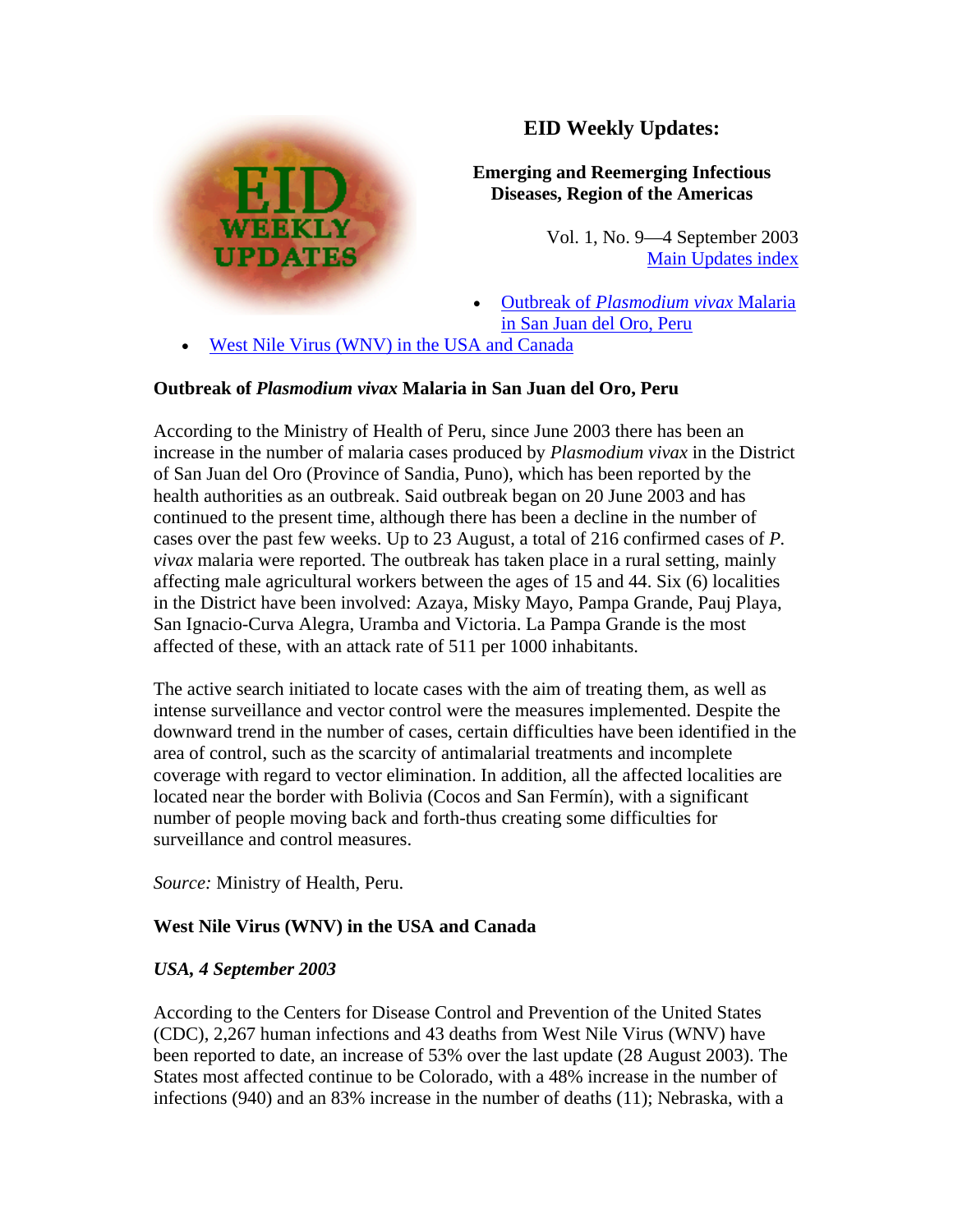# EID Weekly Updates:

**Emerging and Reemerging Infectious Diseases, Region of the Americas**

Vol. 1, No. 9—4 September 2003
Main Updates index

- Outbreak of *Plasmodium vivax* Malaria in San Juan del Oro, Peru
- West Nile Virus (WNV) in the USA and Canada

## Outbreak of *Plasmodium vivax* Malaria in San Juan del Oro, Peru

According to the Ministry of Health of Peru, since June 2003 there has been an increase in the number of malaria cases produced by *Plasmodium vivax* in the District of San Juan del Oro (Province of Sandia, Puno), which has been reported by the health authorities as an outbreak. Said outbreak began on 20 June 2003 and has continued to the present time, although there has been a decline in the number of cases over the past few weeks. Up to 23 August, a total of 216 confirmed cases of *P. vivax* malaria were reported. The outbreak has taken place in a rural setting, mainly affecting male agricultural workers between the ages of 15 and 44. Six (6) localities in the District have been involved: Azaya, Misky Mayo, Pampa Grande, Pauj Playa, San Ignacio-Curva Alegra, Uramba and Victoria. La Pampa Grande is the most affected of these, with an attack rate of 511 per 1000 inhabitants.

The active search initiated to locate cases with the aim of treating them, as well as intense surveillance and vector control were the measures implemented. Despite the downward trend in the number of cases, certain difficulties have been identified in the area of control, such as the scarcity of antimalarial treatments and incomplete coverage with regard to vector elimination. In addition, all the affected localities are located near the border with Bolivia (Cocos and San Fermín), with a significant number of people moving back and forth-thus creating some difficulties for surveillance and control measures.

*Source:* Ministry of Health, Peru.

## West Nile Virus (WNV) in the USA and Canada

### *USA, 4 September 2003*

According to the Centers for Disease Control and Prevention of the United States (CDC), 2,267 human infections and 43 deaths from West Nile Virus (WNV) have been reported to date, an increase of 53% over the last update (28 August 2003). The States most affected continue to be Colorado, with a 48% increase in the number of infections (940) and an 83% increase in the number of deaths (11); Nebraska, with a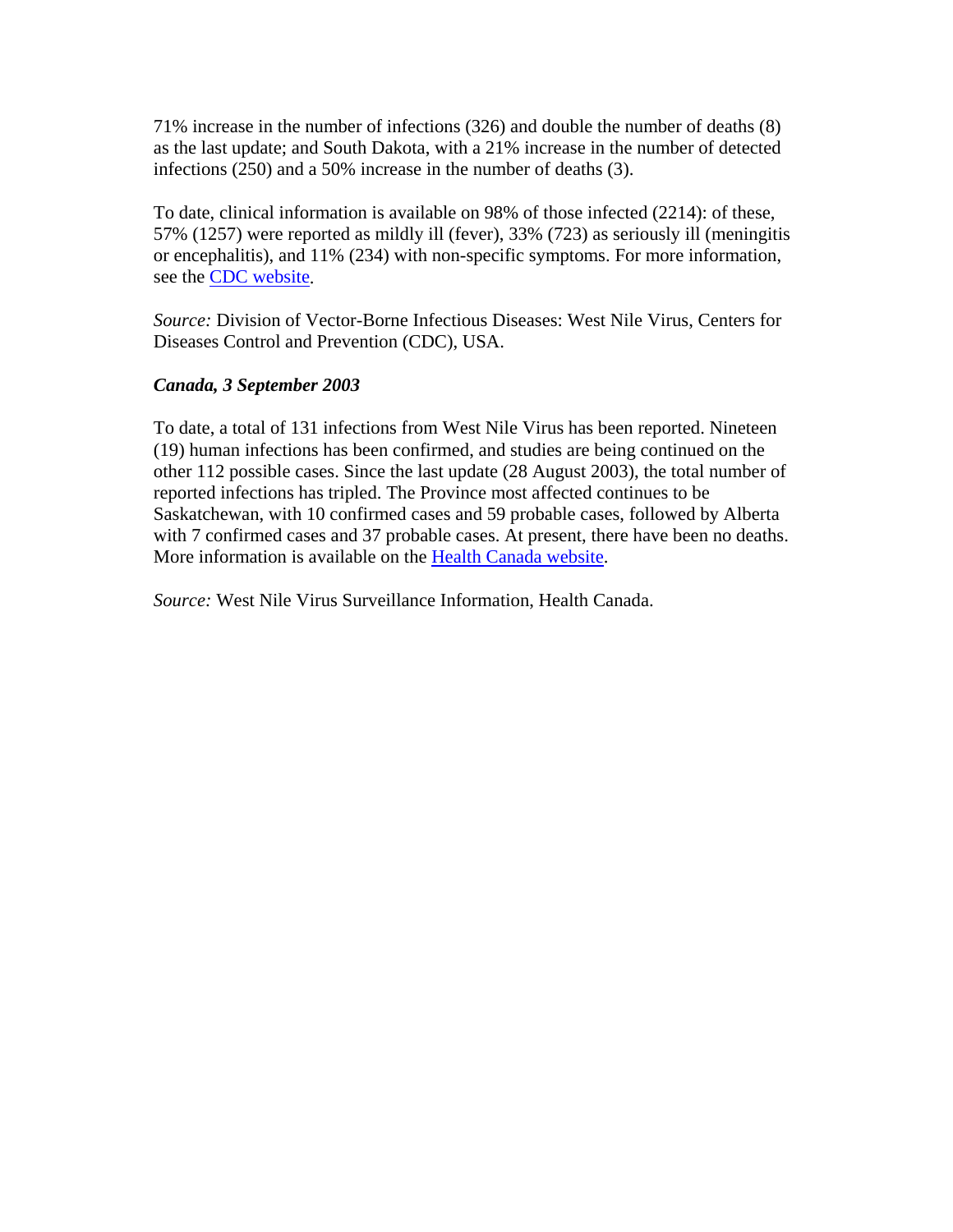71% increase in the number of infections (326) and double the number of deaths (8) as the last update; and South Dakota, with a 21% increase in the number of detected infections (250) and a 50% increase in the number of deaths (3).

To date, clinical information is available on 98% of those infected (2214): of these, 57% (1257) were reported as mildly ill (fever), 33% (723) as seriously ill (meningitis or encephalitis), and 11% (234) with non-specific symptoms. For more information, see the [CDC website](#).

*Source:* Division of Vector-Borne Infectious Diseases: West Nile Virus, Centers for Diseases Control and Prevention (CDC), USA.

***Canada, 3 September 2003***

To date, a total of 131 infections from West Nile Virus has been reported. Nineteen (19) human infections has been confirmed, and studies are being continued on the other 112 possible cases. Since the last update (28 August 2003), the total number of reported infections has tripled. The Province most affected continues to be Saskatchewan, with 10 confirmed cases and 59 probable cases, followed by Alberta with 7 confirmed cases and 37 probable cases. At present, there have been no deaths. More information is available on the [Health Canada website](#).

*Source:* West Nile Virus Surveillance Information, Health Canada.